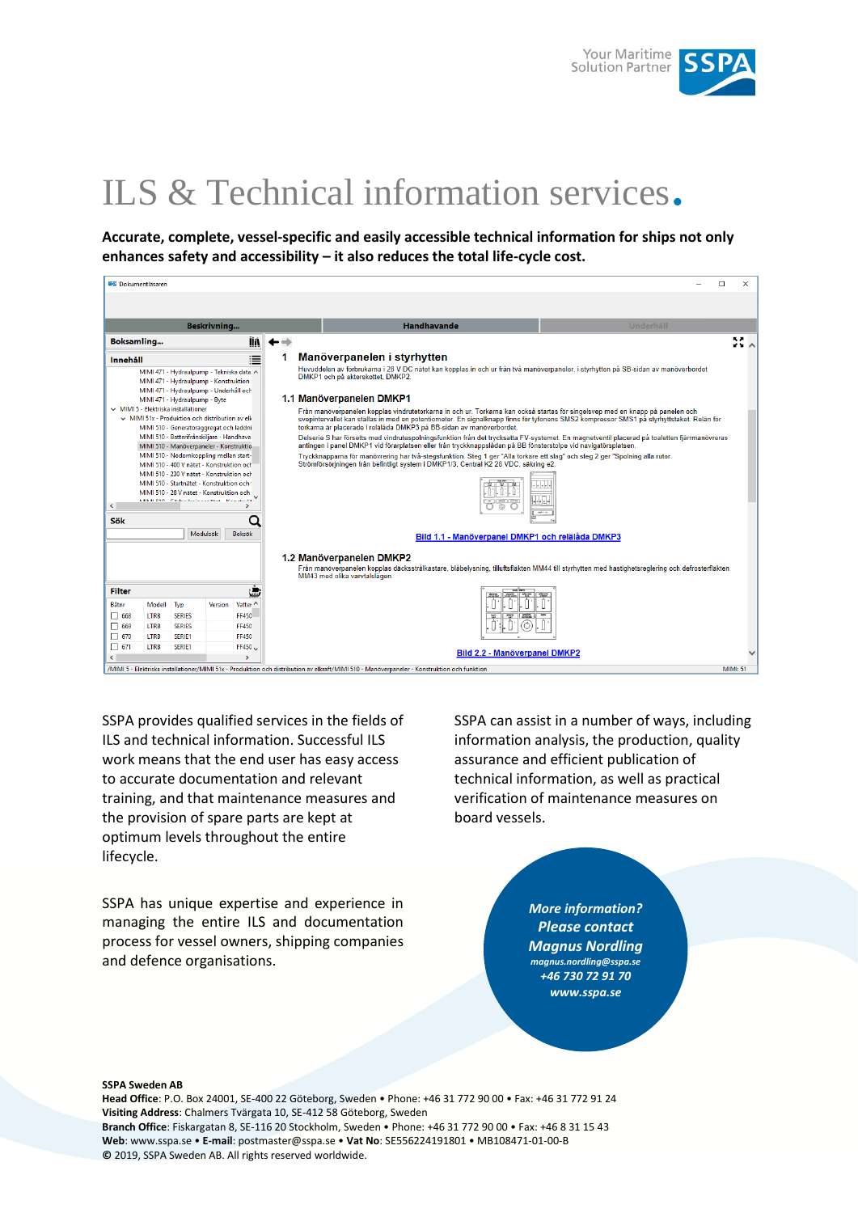Your Maritime Solution Partner SSPA

# ILS & Technical information services.

**Accurate, complete, vessel-specific and easily accessible technical information for ships not only enhances safety and accessibility – it also reduces the total life-cycle cost.**

SSPA provides qualified services in the fields of ILS and technical information. Successful ILS work means that the end user has easy access to accurate documentation and relevant training, and that maintenance measures and the provision of spare parts are kept at optimum levels throughout the entire lifecycle.

SSPA has unique expertise and experience in managing the entire ILS and documentation process for vessel owners, shipping companies and defence organisations.

SSPA can assist in a number of ways, including information analysis, the production, quality assurance and efficient publication of technical information, as well as practical verification of maintenance measures on board vessels.

***More information?***
***Please contact***
***Magnus Nordling***
***magnus.nordling@sspa.se***
***+46 730 72 91 70***
***www.sspa.se***

**SSPA Sweden AB**
**Head Office**: P.O. Box 24001, SE-400 22 Göteborg, Sweden • Phone: +46 31 772 90 00 • Fax: +46 31 772 91 24
**Visiting Address**: Chalmers Tvärgata 10, SE-412 58 Göteborg, Sweden
**Branch Office**: Fiskargatan 8, SE-116 20 Stockholm, Sweden • Phone: +46 31 772 90 00 • Fax: +46 8 31 15 43
**Web**: www.sspa.se • **E-mail**: postmaster@sspa.se • **Vat No**: SE556224191801 • MB108471-01-00-B
**©** 2019, SSPA Sweden AB. All rights reserved worldwide.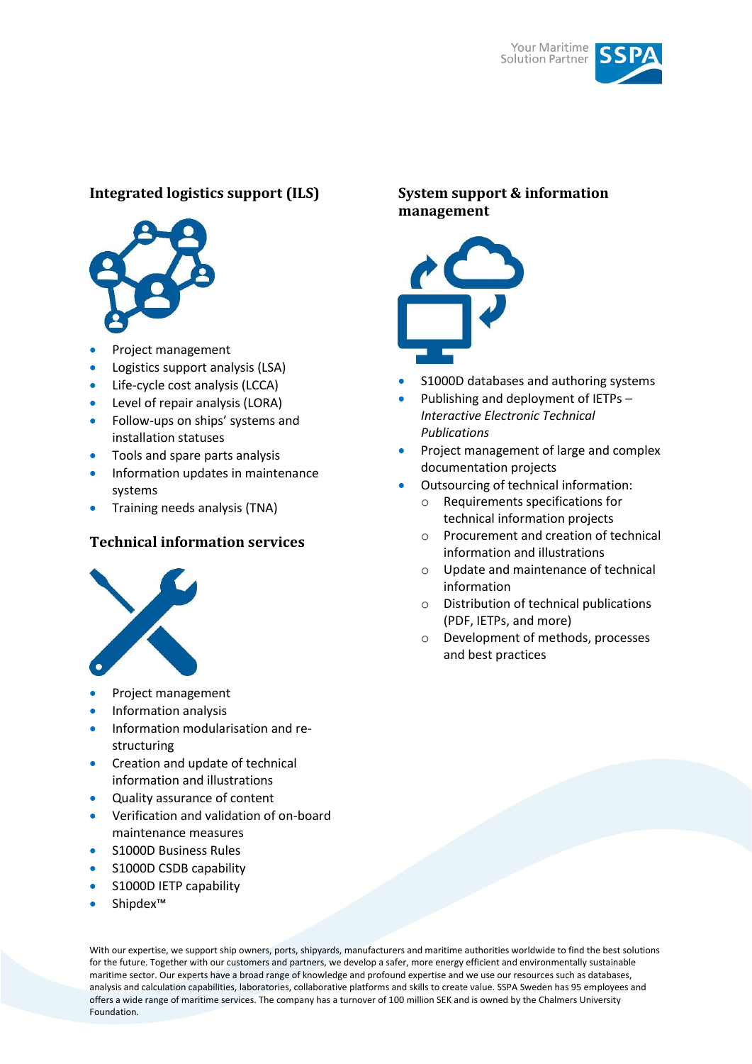## Integrated logistics support (ILS)

- Project management
- Logistics support analysis (LSA)
- Life-cycle cost analysis (LCCA)
- Level of repair analysis (LORA)
- Follow-ups on ships' systems and installation statuses
- Tools and spare parts analysis
- Information updates in maintenance systems
- Training needs analysis (TNA)

## Technical information services

- Project management
- Information analysis
- Information modularisation and re-structuring
- Creation and update of technical information and illustrations
- Quality assurance of content
- Verification and validation of on-board maintenance measures
- S1000D Business Rules
- S1000D CSDB capability
- S1000D IETP capability
- Shipdex™

## System support & information management

- S1000D databases and authoring systems
- Publishing and deployment of IETPs – *Interactive Electronic Technical Publications*
- Project management of large and complex documentation projects
- Outsourcing of technical information:
    - Requirements specifications for technical information projects
    - Procurement and creation of technical information and illustrations
    - Update and maintenance of technical information
    - Distribution of technical publications (PDF, IETPs, and more)
    - Development of methods, processes and best practices

With our expertise, we support ship owners, ports, shipyards, manufacturers and maritime authorities worldwide to find the best solutions for the future. Together with our customers and partners, we develop a safer, more energy efficient and environmentally sustainable maritime sector. Our experts have a broad range of knowledge and profound expertise and we use our resources such as databases, analysis and calculation capabilities, laboratories, collaborative platforms and skills to create value. SSPA Sweden has 95 employees and offers a wide range of maritime services. The company has a turnover of 100 million SEK and is owned by the Chalmers University Foundation.